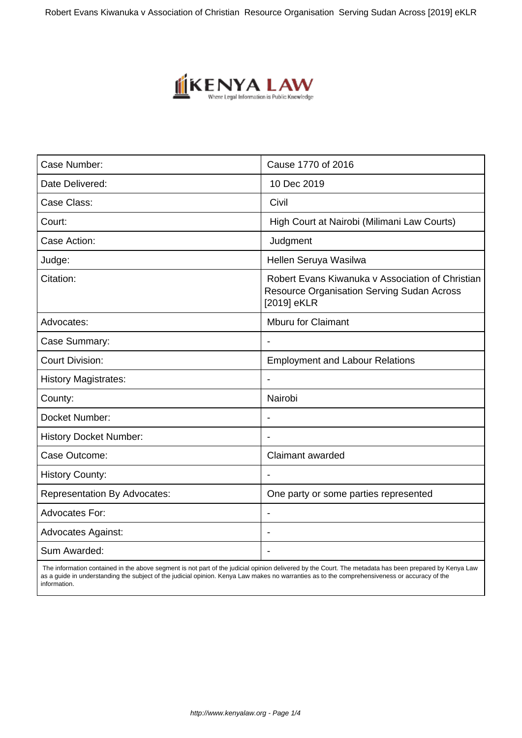| Case Number: | Cause 1770 of 2016 |
|---|---|
| Date Delivered: | 10 Dec 2019 |
| Case Class: | Civil |
| Court: | High Court at Nairobi (Milimani Law Courts) |
| Case Action: | Judgment |
| Judge: | Hellen Seruya Wasilwa |
| Citation: | Robert Evans Kiwanuka v Association of Christian Resource Organisation Serving Sudan Across [2019] eKLR |
| Advocates: | Mburu for Claimant |
| Case Summary: | - |
| Court Division: | Employment and Labour Relations |
| History Magistrates: | - |
| County: | Nairobi |
| Docket Number: | - |
| History Docket Number: | - |
| Case Outcome: | Claimant awarded |
| History County: | - |
| Representation By Advocates: | One party or some parties represented |
| Advocates For: | - |
| Advocates Against: | - |
| Sum Awarded: | - |

The information contained in the above segment is not part of the judicial opinion delivered by the Court. The metadata has been prepared by Kenya Law as a guide in understanding the subject of the judicial opinion. Kenya Law makes no warranties as to the comprehensiveness or accuracy of the information.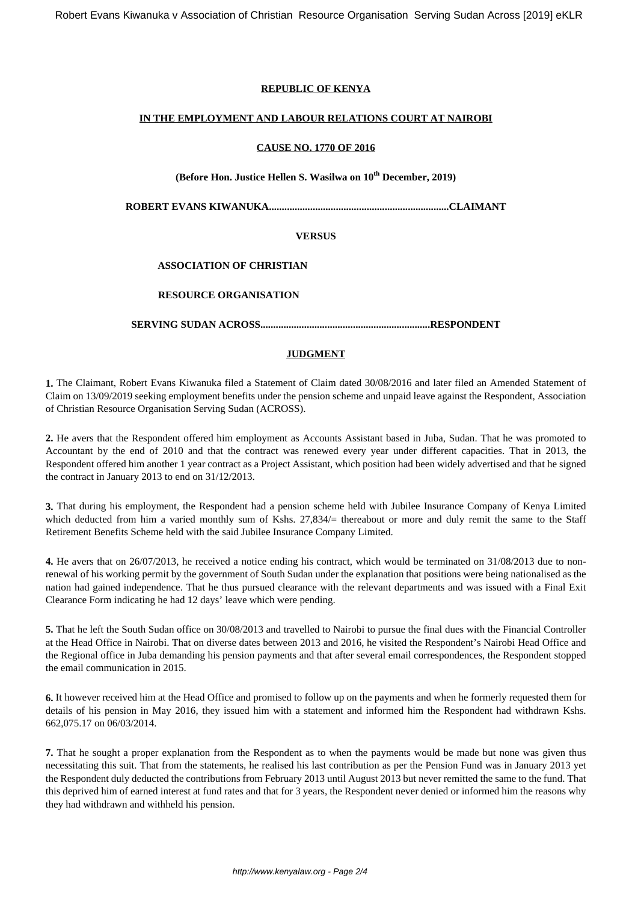**REPUBLIC OF KENYA**

**IN THE EMPLOYMENT AND LABOUR RELATIONS COURT AT NAIROBI**

**CAUSE NO. 1770 OF 2016**

**(Before Hon. Justice Hellen S. Wasilwa on 10th December, 2019)**

**ROBERT EVANS KIWANUKA.....................................................................CLAIMANT**

**VERSUS**

**ASSOCIATION OF CHRISTIAN**

**RESOURCE ORGANISATION**

**SERVING SUDAN ACROSS..................................................................RESPONDENT**

**JUDGMENT**

**1.** The Claimant, Robert Evans Kiwanuka filed a Statement of Claim dated 30/08/2016 and later filed an Amended Statement of Claim on 13/09/2019 seeking employment benefits under the pension scheme and unpaid leave against the Respondent, Association of Christian Resource Organisation Serving Sudan (ACROSS).

**2.** He avers that the Respondent offered him employment as Accounts Assistant based in Juba, Sudan. That he was promoted to Accountant by the end of 2010 and that the contract was renewed every year under different capacities. That in 2013, the Respondent offered him another 1 year contract as a Project Assistant, which position had been widely advertised and that he signed the contract in January 2013 to end on 31/12/2013.

**3.** That during his employment, the Respondent had a pension scheme held with Jubilee Insurance Company of Kenya Limited which deducted from him a varied monthly sum of Kshs. 27,834/= thereabout or more and duly remit the same to the Staff Retirement Benefits Scheme held with the said Jubilee Insurance Company Limited.

**4.** He avers that on 26/07/2013, he received a notice ending his contract, which would be terminated on 31/08/2013 due to non-renewal of his working permit by the government of South Sudan under the explanation that positions were being nationalised as the nation had gained independence. That he thus pursued clearance with the relevant departments and was issued with a Final Exit Clearance Form indicating he had 12 days' leave which were pending.

**5.** That he left the South Sudan office on 30/08/2013 and travelled to Nairobi to pursue the final dues with the Financial Controller at the Head Office in Nairobi. That on diverse dates between 2013 and 2016, he visited the Respondent's Nairobi Head Office and the Regional office in Juba demanding his pension payments and that after several email correspondences, the Respondent stopped the email communication in 2015.

**6.** It however received him at the Head Office and promised to follow up on the payments and when he formerly requested them for details of his pension in May 2016, they issued him with a statement and informed him the Respondent had withdrawn Kshs. 662,075.17 on 06/03/2014.

**7.** That he sought a proper explanation from the Respondent as to when the payments would be made but none was given thus necessitating this suit. That from the statements, he realised his last contribution as per the Pension Fund was in January 2013 yet the Respondent duly deducted the contributions from February 2013 until August 2013 but never remitted the same to the fund. That this deprived him of earned interest at fund rates and that for 3 years, the Respondent never denied or informed him the reasons why they had withdrawn and withheld his pension.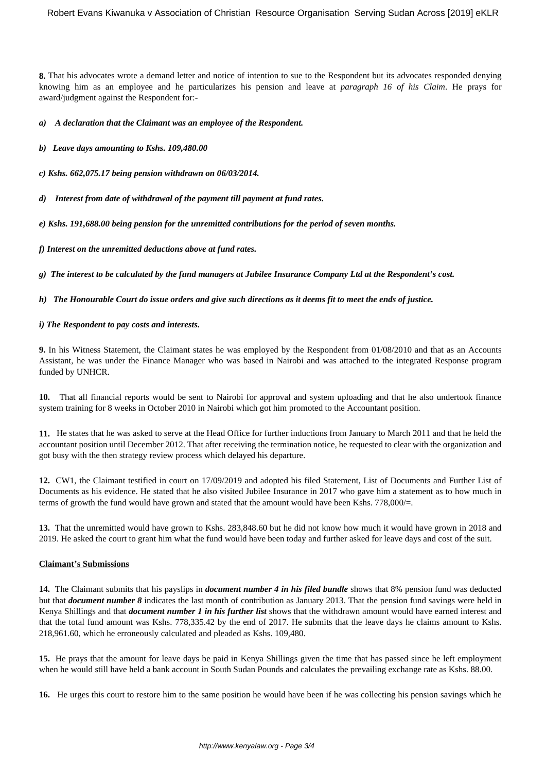**8.** That his advocates wrote a demand letter and notice of intention to sue to the Respondent but its advocates responded denying knowing him as an employee and he particularizes his pension and leave at *paragraph 16 of his Claim*. He prays for award/judgment against the Respondent for:-

***a) A declaration that the Claimant was an employee of the Respondent.***

***b) Leave days amounting to Kshs. 109,480.00***

***c) Kshs. 662,075.17 being pension withdrawn on 06/03/2014.***

***d) Interest from date of withdrawal of the payment till payment at fund rates.***

***e) Kshs. 191,688.00 being pension for the unremitted contributions for the period of seven months.***

***f) Interest on the unremitted deductions above at fund rates.***

***g) The interest to be calculated by the fund managers at Jubilee Insurance Company Ltd at the Respondent's cost.***

***h) The Honourable Court do issue orders and give such directions as it deems fit to meet the ends of justice.***

***i) The Respondent to pay costs and interests.***

**9.** In his Witness Statement, the Claimant states he was employed by the Respondent from 01/08/2010 and that as an Accounts Assistant, he was under the Finance Manager who was based in Nairobi and was attached to the integrated Response program funded by UNHCR.

**10.** That all financial reports would be sent to Nairobi for approval and system uploading and that he also undertook finance system training for 8 weeks in October 2010 in Nairobi which got him promoted to the Accountant position.

**11.** He states that he was asked to serve at the Head Office for further inductions from January to March 2011 and that he held the accountant position until December 2012. That after receiving the termination notice, he requested to clear with the organization and got busy with the then strategy review process which delayed his departure.

**12.** CW1, the Claimant testified in court on 17/09/2019 and adopted his filed Statement, List of Documents and Further List of Documents as his evidence. He stated that he also visited Jubilee Insurance in 2017 who gave him a statement as to how much in terms of growth the fund would have grown and stated that the amount would have been Kshs. 778,000/=.

**13.** That the unremitted would have grown to Kshs. 283,848.60 but he did not know how much it would have grown in 2018 and 2019. He asked the court to grant him what the fund would have been today and further asked for leave days and cost of the suit.

**Claimant's Submissions**

**14.** The Claimant submits that his payslips in ***document number 4 in his filed bundle*** shows that 8% pension fund was deducted but that ***document number 8*** indicates the last month of contribution as January 2013. That the pension fund savings were held in Kenya Shillings and that ***document number 1 in his further list*** shows that the withdrawn amount would have earned interest and that the total fund amount was Kshs. 778,335.42 by the end of 2017. He submits that the leave days he claims amount to Kshs. 218,961.60, which he erroneously calculated and pleaded as Kshs. 109,480.

**15.** He prays that the amount for leave days be paid in Kenya Shillings given the time that has passed since he left employment when he would still have held a bank account in South Sudan Pounds and calculates the prevailing exchange rate as Kshs. 88.00.

**16.** He urges this court to restore him to the same position he would have been if he was collecting his pension savings which he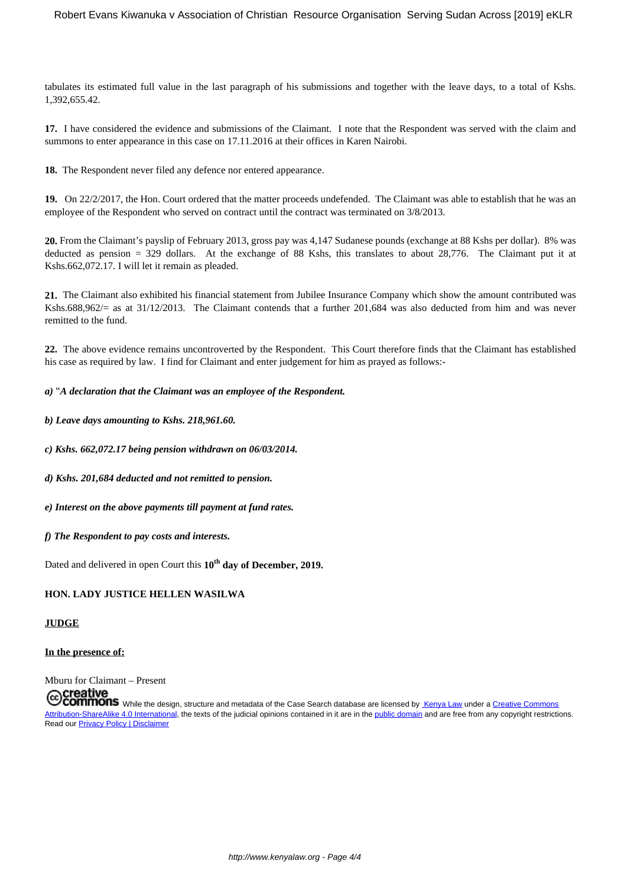tabulates its estimated full value in the last paragraph of his submissions and together with the leave days, to a total of Kshs. 1,392,655.42.

**17.** I have considered the evidence and submissions of the Claimant. I note that the Respondent was served with the claim and summons to enter appearance in this case on 17.11.2016 at their offices in Karen Nairobi.

**18.** The Respondent never filed any defence nor entered appearance.

**19.** On 22/2/2017, the Hon. Court ordered that the matter proceeds undefended. The Claimant was able to establish that he was an employee of the Respondent who served on contract until the contract was terminated on 3/8/2013.

**20.** From the Claimant's payslip of February 2013, gross pay was 4,147 Sudanese pounds (exchange at 88 Kshs per dollar). 8% was deducted as pension = 329 dollars. At the exchange of 88 Kshs, this translates to about 28,776. The Claimant put it at Kshs.662,072.17. I will let it remain as pleaded.

**21.** The Claimant also exhibited his financial statement from Jubilee Insurance Company which show the amount contributed was Kshs.688,962/= as at 31/12/2013. The Claimant contends that a further 201,684 was also deducted from him and was never remitted to the fund.

**22.** The above evidence remains uncontroverted by the Respondent. This Court therefore finds that the Claimant has established his case as required by law. I find for Claimant and enter judgement for him as prayed as follows:-

***a)*** "***A declaration that the Claimant was an employee of the Respondent.***

***b) Leave days amounting to Kshs. 218,961.60.***

***c) Kshs. 662,072.17 being pension withdrawn on 06/03/2014.***

***d) Kshs. 201,684 deducted and not remitted to pension.***

***e) Interest on the above payments till payment at fund rates.***

***f) The Respondent to pay costs and interests.***

Dated and delivered in open Court this **10th day of December, 2019.**

**HON. LADY JUSTICE HELLEN WASILWA**

**JUDGE**

**In the presence of:**

Mburu for Claimant – Present

While the design, structure and metadata of the Case Search database are licensed by Kenya Law under a Creative Commons Attribution-ShareAlike 4.0 International, the texts of the judicial opinions contained in it are in the public domain and are free from any copyright restrictions. Read our Privacy Policy | Disclaimer